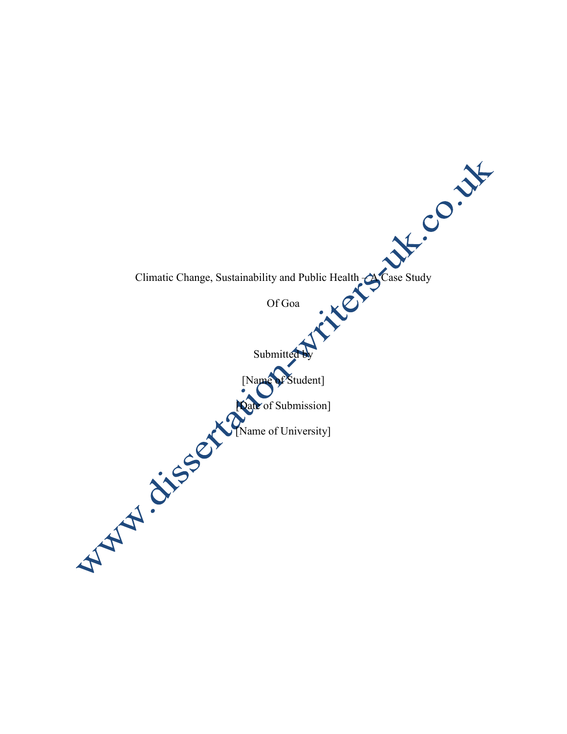Climatic Change, Sustainability and Public Health – A Case Study

Of Goa

Submitted by

[Name of Student]

[Date of Submission]

[Name of University]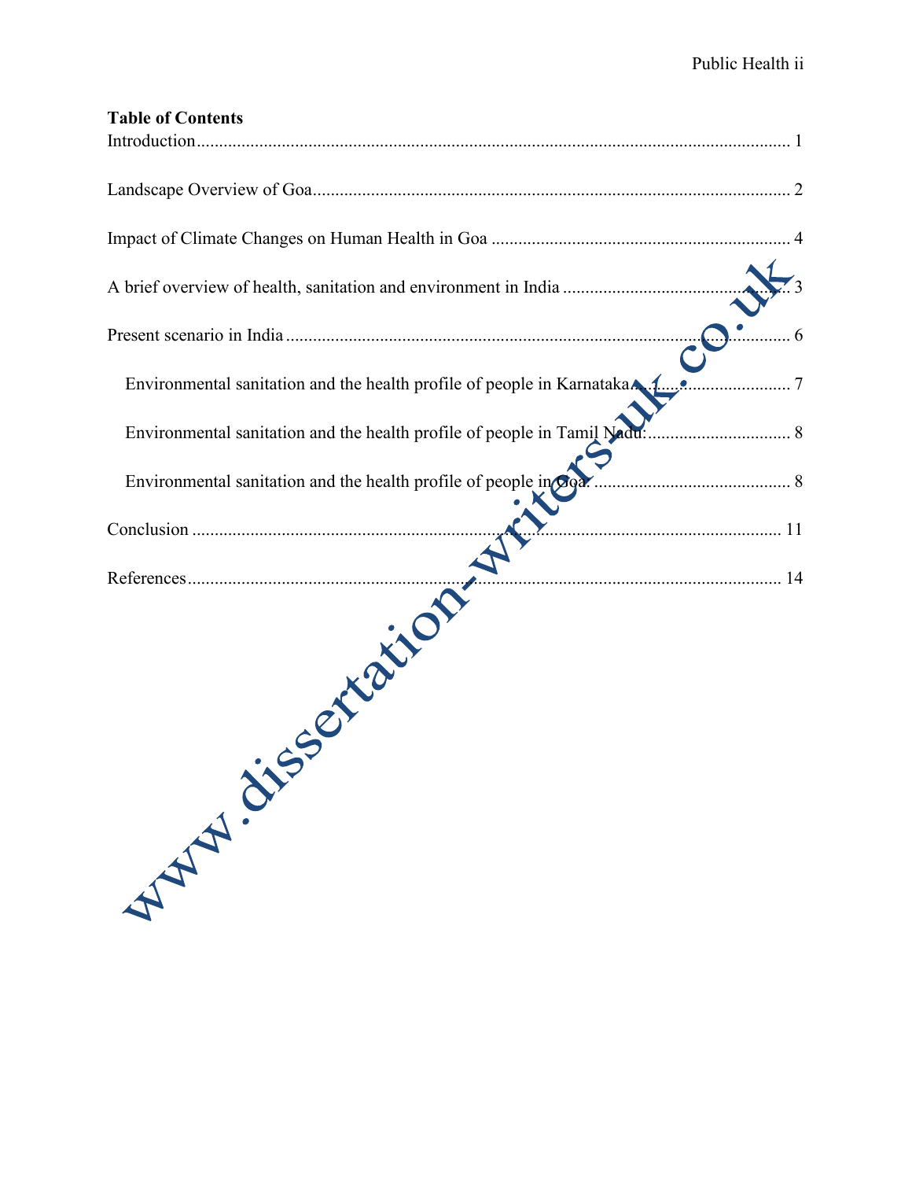**Table of Contents**

Introduction .................................................................................................................. 1

Landscape Overview of Goa........................................................................................... 2

Impact of Climate Changes on Human Health in Goa ................................................... 4

A brief overview of health, sanitation and environment in India .................................... 3

Present scenario in India ................................................................................................ 6

- Environmental sanitation and the health profile of people in Karnataka.......................... 7
- Environmental sanitation and the health profile of people in Tamil Nadu:...................... 8
- Environmental sanitation and the health profile of people in Goa: ................................. 8

Conclusion ................................................................................................................... 11

References .................................................................................................................... 14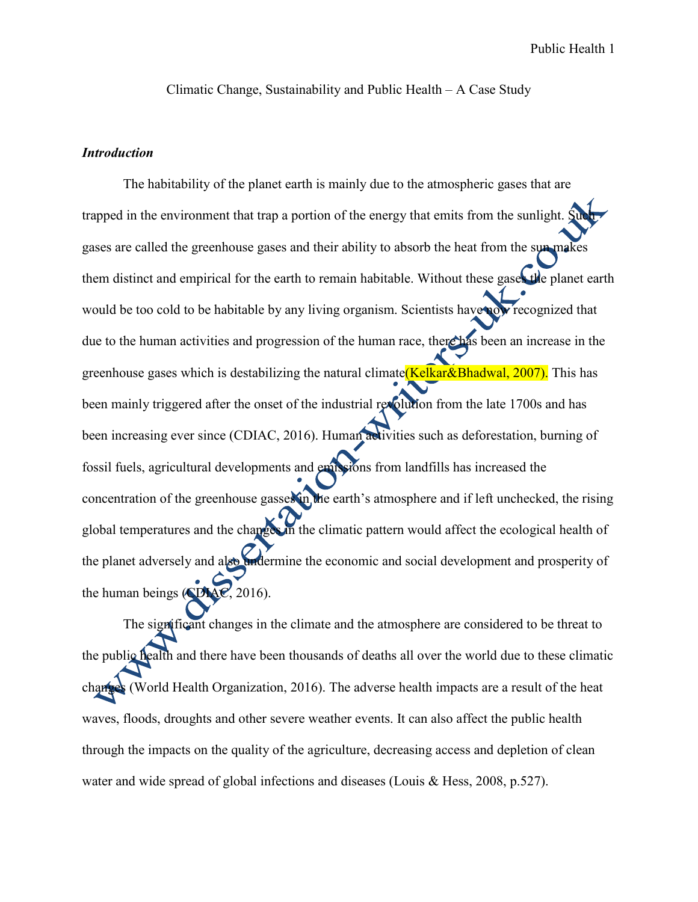Climatic Change, Sustainability and Public Health – A Case Study

***Introduction***

The habitability of the planet earth is mainly due to the atmospheric gases that are trapped in the environment that trap a portion of the energy that emits from the sunlight. Such gases are called the greenhouse gases and their ability to absorb the heat from the sun makes them distinct and empirical for the earth to remain habitable. Without these gases the planet earth would be too cold to be habitable by any living organism. Scientists have now recognized that due to the human activities and progression of the human race, there has been an increase in the greenhouse gases which is destabilizing the natural climate(Kelkar&Bhadwal, 2007). This has been mainly triggered after the onset of the industrial revolution from the late 1700s and has been increasing ever since (CDIAC, 2016). Human activities such as deforestation, burning of fossil fuels, agricultural developments and emissions from landfills has increased the concentration of the greenhouse gasses in the earth's atmosphere and if left unchecked, the rising global temperatures and the changes in the climatic pattern would affect the ecological health of the planet adversely and also undermine the economic and social development and prosperity of the human beings (CDIAC, 2016).

The significant changes in the climate and the atmosphere are considered to be threat to the public health and there have been thousands of deaths all over the world due to these climatic changes (World Health Organization, 2016). The adverse health impacts are a result of the heat waves, floods, droughts and other severe weather events. It can also affect the public health through the impacts on the quality of the agriculture, decreasing access and depletion of clean water and wide spread of global infections and diseases (Louis & Hess, 2008, p.527).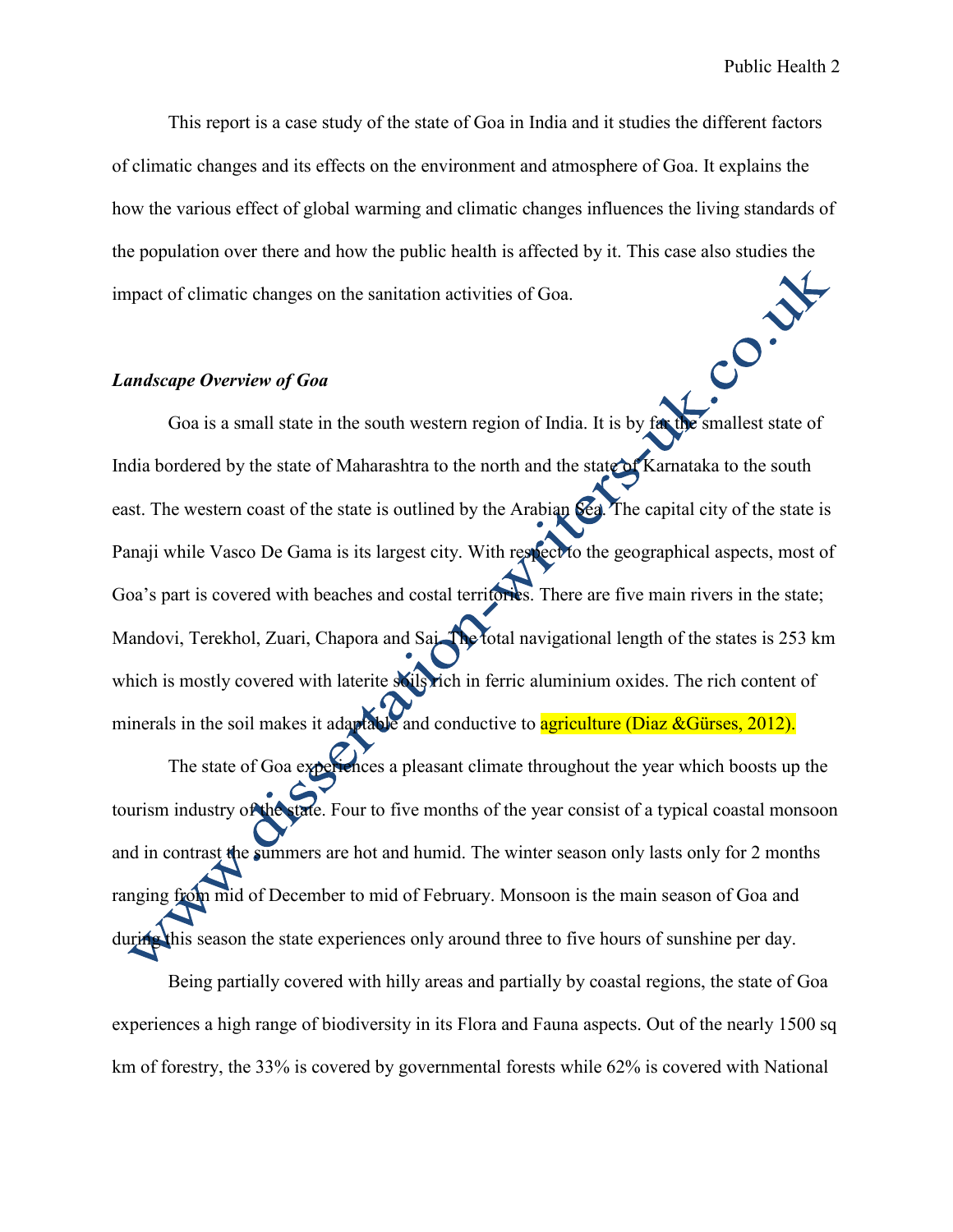This report is a case study of the state of Goa in India and it studies the different factors of climatic changes and its effects on the environment and atmosphere of Goa. It explains the how the various effect of global warming and climatic changes influences the living standards of the population over there and how the public health is affected by it. This case also studies the impact of climatic changes on the sanitation activities of Goa.

***Landscape Overview of Goa***

Goa is a small state in the south western region of India. It is by far the smallest state of India bordered by the state of Maharashtra to the north and the state of Karnataka to the south east. The western coast of the state is outlined by the Arabian Sea. The capital city of the state is Panaji while Vasco De Gama is its largest city. With respect to the geographical aspects, most of Goa's part is covered with beaches and costal territories. There are five main rivers in the state; Mandovi, Terekhol, Zuari, Chapora and Sai. The total navigational length of the states is 253 km which is mostly covered with laterite soils rich in ferric aluminium oxides. The rich content of minerals in the soil makes it adaptable and conductive to agriculture (Diaz &Gürses, 2012).

The state of Goa experiences a pleasant climate throughout the year which boosts up the tourism industry of the state. Four to five months of the year consist of a typical coastal monsoon and in contrast the summers are hot and humid. The winter season only lasts only for 2 months ranging from mid of December to mid of February. Monsoon is the main season of Goa and during this season the state experiences only around three to five hours of sunshine per day.

Being partially covered with hilly areas and partially by coastal regions, the state of Goa experiences a high range of biodiversity in its Flora and Fauna aspects. Out of the nearly 1500 sq km of forestry, the 33% is covered by governmental forests while 62% is covered with National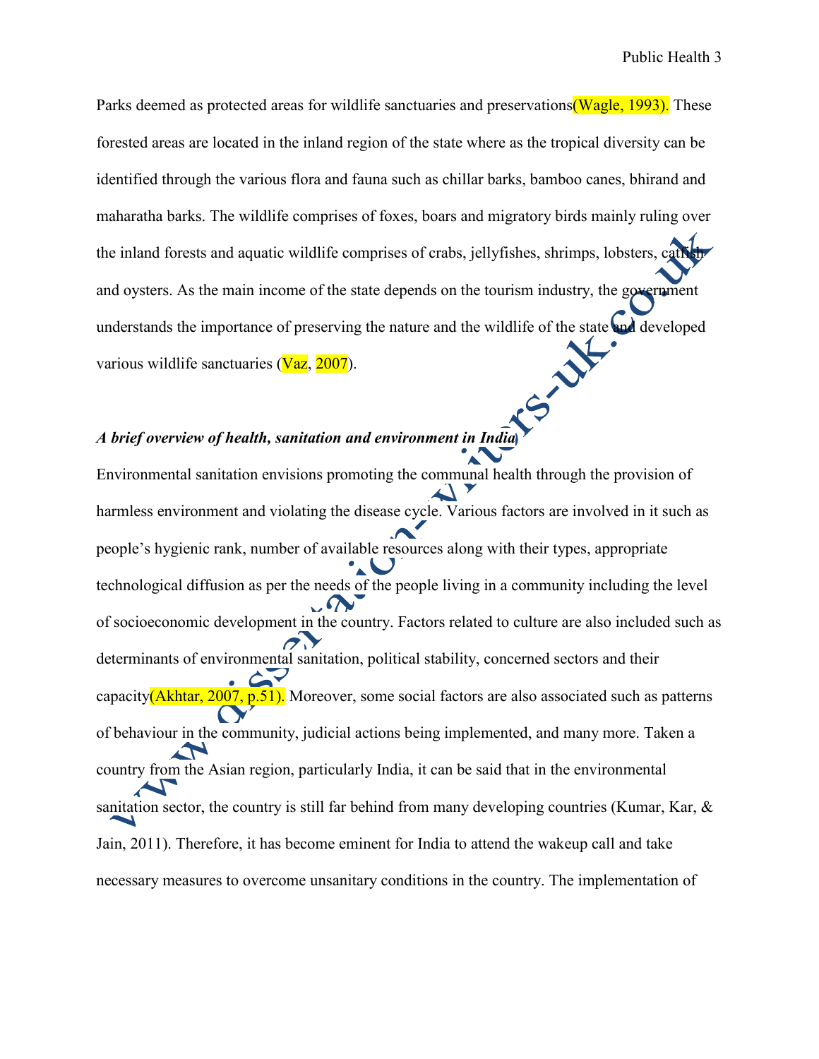Parks deemed as protected areas for wildlife sanctuaries and preservations(Wagle, 1993). These forested areas are located in the inland region of the state where as the tropical diversity can be identified through the various flora and fauna such as chillar barks, bamboo canes, bhirand and maharatha barks. The wildlife comprises of foxes, boars and migratory birds mainly ruling over the inland forests and aquatic wildlife comprises of crabs, jellyfishes, shrimps, lobsters, catfish and oysters. As the main income of the state depends on the tourism industry, the government understands the importance of preserving the nature and the wildlife of the state and developed various wildlife sanctuaries (Vaz, 2007).

***A brief overview of health, sanitation and environment in India***

Environmental sanitation envisions promoting the communal health through the provision of harmless environment and violating the disease cycle. Various factors are involved in it such as people's hygienic rank, number of available resources along with their types, appropriate technological diffusion as per the needs of the people living in a community including the level of socioeconomic development in the country. Factors related to culture are also included such as determinants of environmental sanitation, political stability, concerned sectors and their capacity(Akhtar, 2007, p.51). Moreover, some social factors are also associated such as patterns of behaviour in the community, judicial actions being implemented, and many more. Taken a country from the Asian region, particularly India, it can be said that in the environmental sanitation sector, the country is still far behind from many developing countries (Kumar, Kar, & Jain, 2011). Therefore, it has become eminent for India to attend the wakeup call and take necessary measures to overcome unsanitary conditions in the country. The implementation of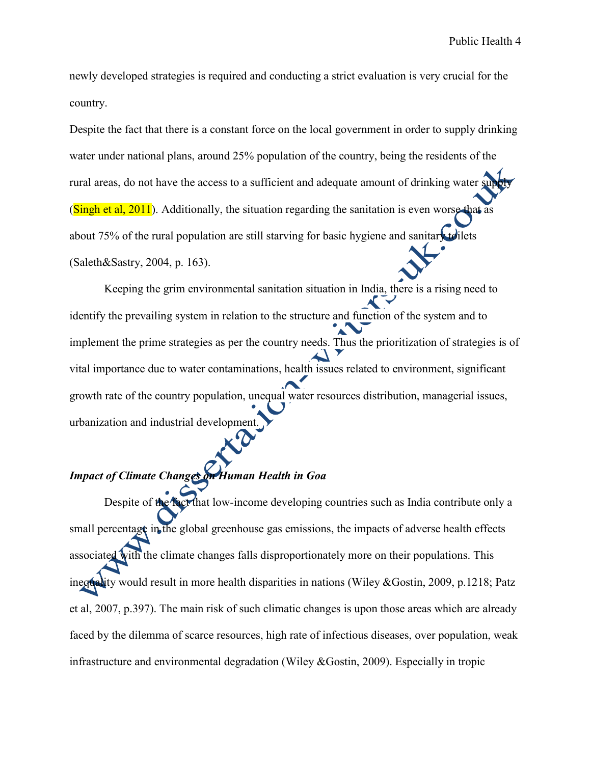newly developed strategies is required and conducting a strict evaluation is very crucial for the country.

Despite the fact that there is a constant force on the local government in order to supply drinking water under national plans, around 25% population of the country, being the residents of the rural areas, do not have the access to a sufficient and adequate amount of drinking water supply (Singh et al, 2011). Additionally, the situation regarding the sanitation is even worse that as about 75% of the rural population are still starving for basic hygiene and sanitary toilets (Saleth&Sastry, 2004, p. 163).

Keeping the grim environmental sanitation situation in India, there is a rising need to identify the prevailing system in relation to the structure and function of the system and to implement the prime strategies as per the country needs. Thus the prioritization of strategies is of vital importance due to water contaminations, health issues related to environment, significant growth rate of the country population, unequal water resources distribution, managerial issues, urbanization and industrial development.

***Impact of Climate Changes on Human Health in Goa***

Despite of the fact that low-income developing countries such as India contribute only a small percentage in the global greenhouse gas emissions, the impacts of adverse health effects associated with the climate changes falls disproportionately more on their populations. This inequality would result in more health disparities in nations (Wiley &Gostin, 2009, p.1218; Patz et al, 2007, p.397). The main risk of such climatic changes is upon those areas which are already faced by the dilemma of scarce resources, high rate of infectious diseases, over population, weak infrastructure and environmental degradation (Wiley &Gostin, 2009). Especially in tropic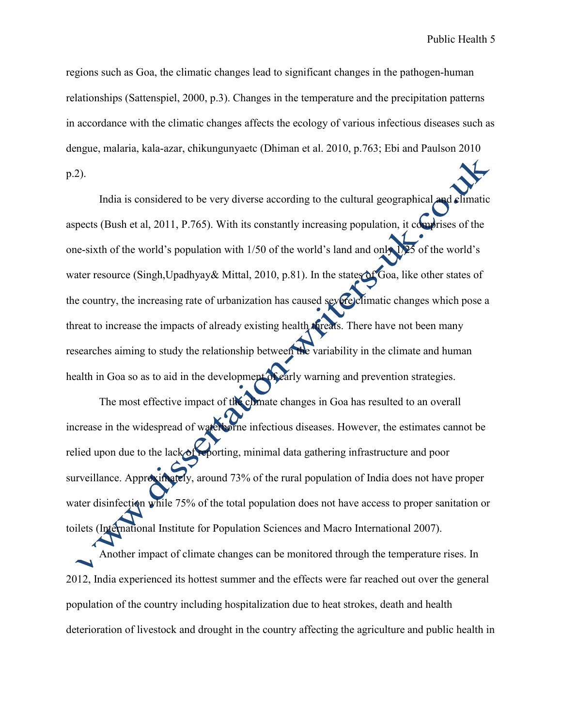regions such as Goa, the climatic changes lead to significant changes in the pathogen-human relationships (Sattenspiel, 2000, p.3). Changes in the temperature and the precipitation patterns in accordance with the climatic changes affects the ecology of various infectious diseases such as dengue, malaria, kala-azar, chikungunyaetc (Dhiman et al. 2010, p.763; Ebi and Paulson 2010 p.2).

India is considered to be very diverse according to the cultural geographical and climatic aspects (Bush et al, 2011, P.765). With its constantly increasing population, it comprises of the one-sixth of the world's population with 1/50 of the world's land and only 1/25 of the world's water resource (Singh,Upadhyay& Mittal, 2010, p.81). In the states of Goa, like other states of the country, the increasing rate of urbanization has caused severe climatic changes which pose a threat to increase the impacts of already existing health threats. There have not been many researches aiming to study the relationship between the variability in the climate and human health in Goa so as to aid in the development of early warning and prevention strategies.

The most effective impact of the climate changes in Goa has resulted to an overall increase in the widespread of waterborne infectious diseases. However, the estimates cannot be relied upon due to the lack of reporting, minimal data gathering infrastructure and poor surveillance. Approximately, around 73% of the rural population of India does not have proper water disinfection while 75% of the total population does not have access to proper sanitation or toilets (International Institute for Population Sciences and Macro International 2007).

Another impact of climate changes can be monitored through the temperature rises. In 2012, India experienced its hottest summer and the effects were far reached out over the general population of the country including hospitalization due to heat strokes, death and health deterioration of livestock and drought in the country affecting the agriculture and public health in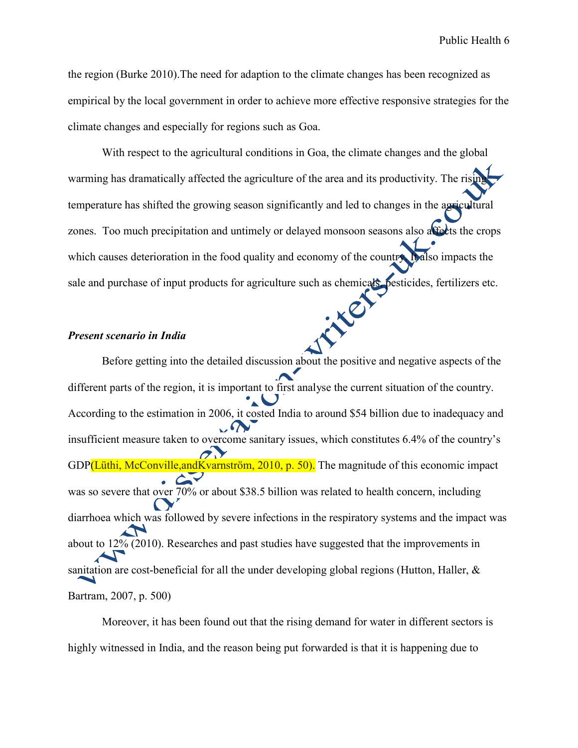the region (Burke 2010).The need for adaption to the climate changes has been recognized as empirical by the local government in order to achieve more effective responsive strategies for the climate changes and especially for regions such as Goa.

With respect to the agricultural conditions in Goa, the climate changes and the global warming has dramatically affected the agriculture of the area and its productivity. The rising temperature has shifted the growing season significantly and led to changes in the agricultural zones. Too much precipitation and untimely or delayed monsoon seasons also affects the crops which causes deterioration in the food quality and economy of the country. It also impacts the sale and purchase of input products for agriculture such as chemicals, pesticides, fertilizers etc.

***Present scenario in India***

Before getting into the detailed discussion about the positive and negative aspects of the different parts of the region, it is important to first analyse the current situation of the country. According to the estimation in 2006, it costed India to around $54 billion due to inadequacy and insufficient measure taken to overcome sanitary issues, which constitutes 6.4% of the country's GDP(Lüthi, McConville,andKvarnström, 2010, p. 50). The magnitude of this economic impact was so severe that over 70% or about $38.5 billion was related to health concern, including diarrhoea which was followed by severe infections in the respiratory systems and the impact was about to 12% (2010). Researches and past studies have suggested that the improvements in sanitation are cost-beneficial for all the under developing global regions (Hutton, Haller, & Bartram, 2007, p. 500)

Moreover, it has been found out that the rising demand for water in different sectors is highly witnessed in India, and the reason being put forwarded is that it is happening due to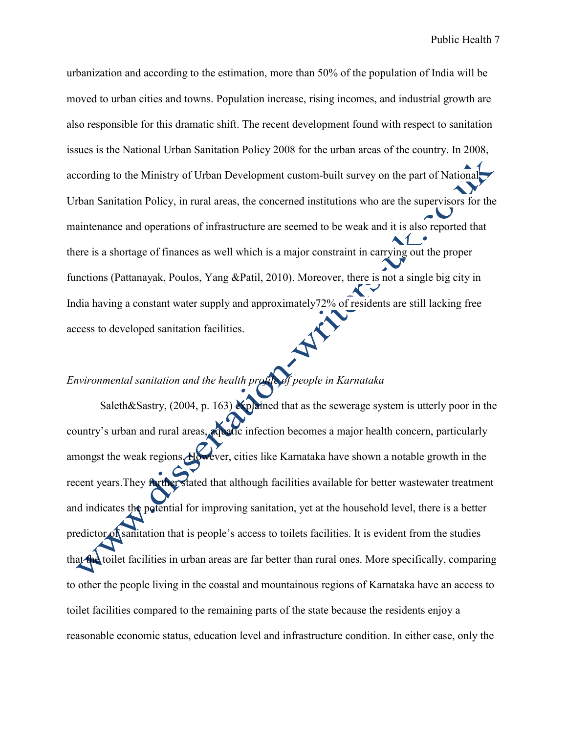urbanization and according to the estimation, more than 50% of the population of India will be moved to urban cities and towns. Population increase, rising incomes, and industrial growth are also responsible for this dramatic shift. The recent development found with respect to sanitation issues is the National Urban Sanitation Policy 2008 for the urban areas of the country. In 2008, according to the Ministry of Urban Development custom-built survey on the part of National Urban Sanitation Policy, in rural areas, the concerned institutions who are the supervisors for the maintenance and operations of infrastructure are seemed to be weak and it is also reported that there is a shortage of finances as well which is a major constraint in carrying out the proper functions (Pattanayak, Poulos, Yang &Patil, 2010). Moreover, there is not a single big city in India having a constant water supply and approximately72% of residents are still lacking free access to developed sanitation facilities.

*Environmental sanitation and the health profile of people in Karnataka*

Saleth&Sastry, (2004, p. 163) explained that as the sewerage system is utterly poor in the country's urban and rural areas, aquatic infection becomes a major health concern, particularly amongst the weak regions. However, cities like Karnataka have shown a notable growth in the recent years.They further stated that although facilities available for better wastewater treatment and indicates the potential for improving sanitation, yet at the household level, there is a better predictor of sanitation that is people's access to toilets facilities. It is evident from the studies that the toilet facilities in urban areas are far better than rural ones. More specifically, comparing to other the people living in the coastal and mountainous regions of Karnataka have an access to toilet facilities compared to the remaining parts of the state because the residents enjoy a reasonable economic status, education level and infrastructure condition. In either case, only the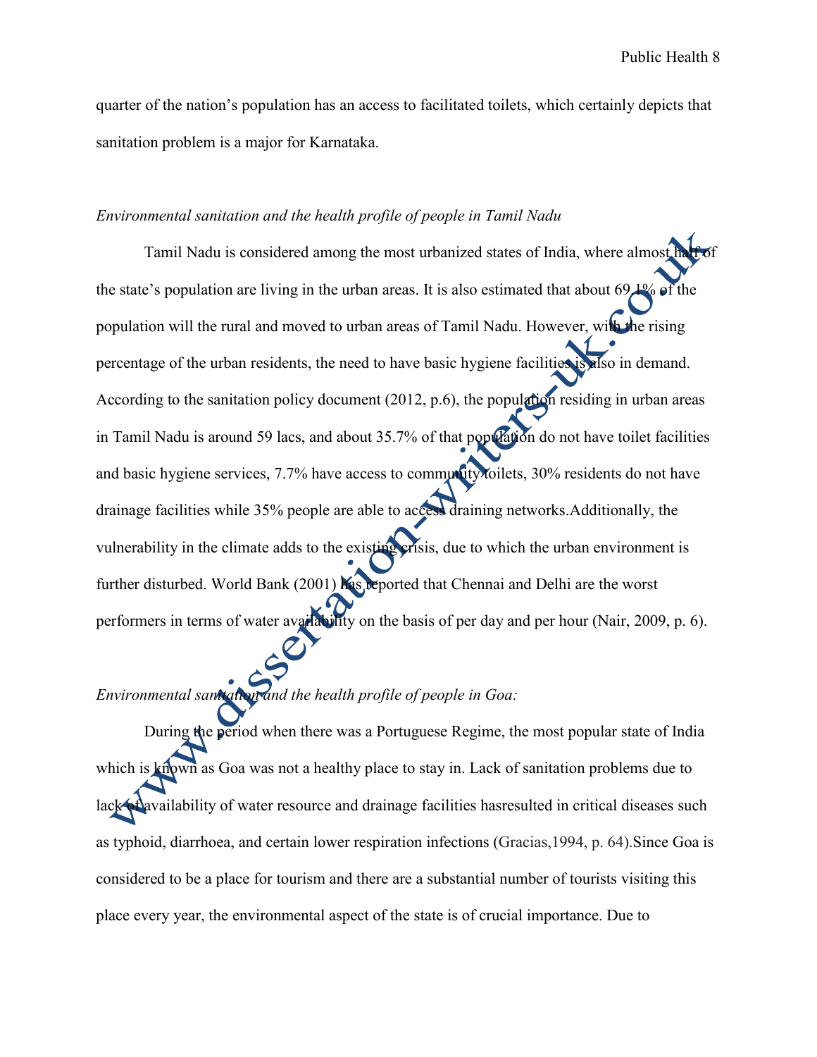quarter of the nation's population has an access to facilitated toilets, which certainly depicts that sanitation problem is a major for Karnataka.

*Environmental sanitation and the health profile of people in Tamil Nadu*

Tamil Nadu is considered among the most urbanized states of India, where almost half of the state's population are living in the urban areas. It is also estimated that about 69.1% of the population will the rural and moved to urban areas of Tamil Nadu. However, with the rising percentage of the urban residents, the need to have basic hygiene facilities is also in demand. According to the sanitation policy document (2012, p.6), the population residing in urban areas in Tamil Nadu is around 59 lacs, and about 35.7% of that population do not have toilet facilities and basic hygiene services, 7.7% have access to community toilets, 30% residents do not have drainage facilities while 35% people are able to access draining networks.Additionally, the vulnerability in the climate adds to the existing crisis, due to which the urban environment is further disturbed. World Bank (2001) has reported that Chennai and Delhi are the worst performers in terms of water availability on the basis of per day and per hour (Nair, 2009, p. 6).

*Environmental sanitation and the health profile of people in Goa:*

During the period when there was a Portuguese Regime, the most popular state of India which is known as Goa was not a healthy place to stay in. Lack of sanitation problems due to lack of availability of water resource and drainage facilities hasresulted in critical diseases such as typhoid, diarrhoea, and certain lower respiration infections (Gracias,1994, p. 64).Since Goa is considered to be a place for tourism and there are a substantial number of tourists visiting this place every year, the environmental aspect of the state is of crucial importance. Due to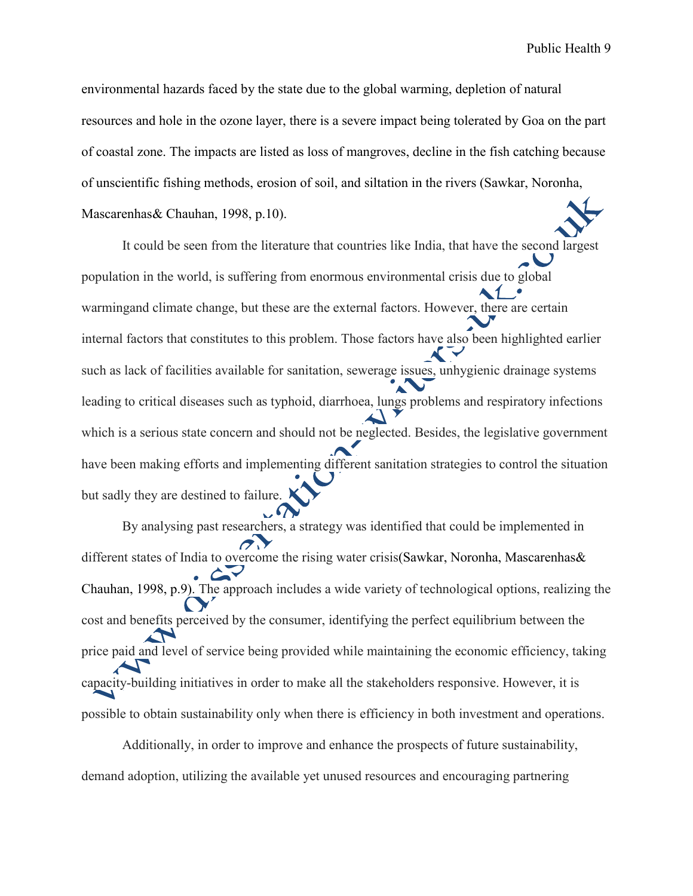environmental hazards faced by the state due to the global warming, depletion of natural resources and hole in the ozone layer, there is a severe impact being tolerated by Goa on the part of coastal zone. The impacts are listed as loss of mangroves, decline in the fish catching because of unscientific fishing methods, erosion of soil, and siltation in the rivers (Sawkar, Noronha, Mascarenhas& Chauhan, 1998, p.10).

It could be seen from the literature that countries like India, that have the second largest population in the world, is suffering from enormous environmental crisis due to global warmingand climate change, but these are the external factors. However, there are certain internal factors that constitutes to this problem. Those factors have also been highlighted earlier such as lack of facilities available for sanitation, sewerage issues, unhygienic drainage systems leading to critical diseases such as typhoid, diarrhoea, lungs problems and respiratory infections which is a serious state concern and should not be neglected. Besides, the legislative government have been making efforts and implementing different sanitation strategies to control the situation but sadly they are destined to failure.

By analysing past researchers, a strategy was identified that could be implemented in different states of India to overcome the rising water crisis(Sawkar, Noronha, Mascarenhas& Chauhan, 1998, p.9). The approach includes a wide variety of technological options, realizing the cost and benefits perceived by the consumer, identifying the perfect equilibrium between the price paid and level of service being provided while maintaining the economic efficiency, taking capacity-building initiatives in order to make all the stakeholders responsive. However, it is possible to obtain sustainability only when there is efficiency in both investment and operations.

Additionally, in order to improve and enhance the prospects of future sustainability, demand adoption, utilizing the available yet unused resources and encouraging partnering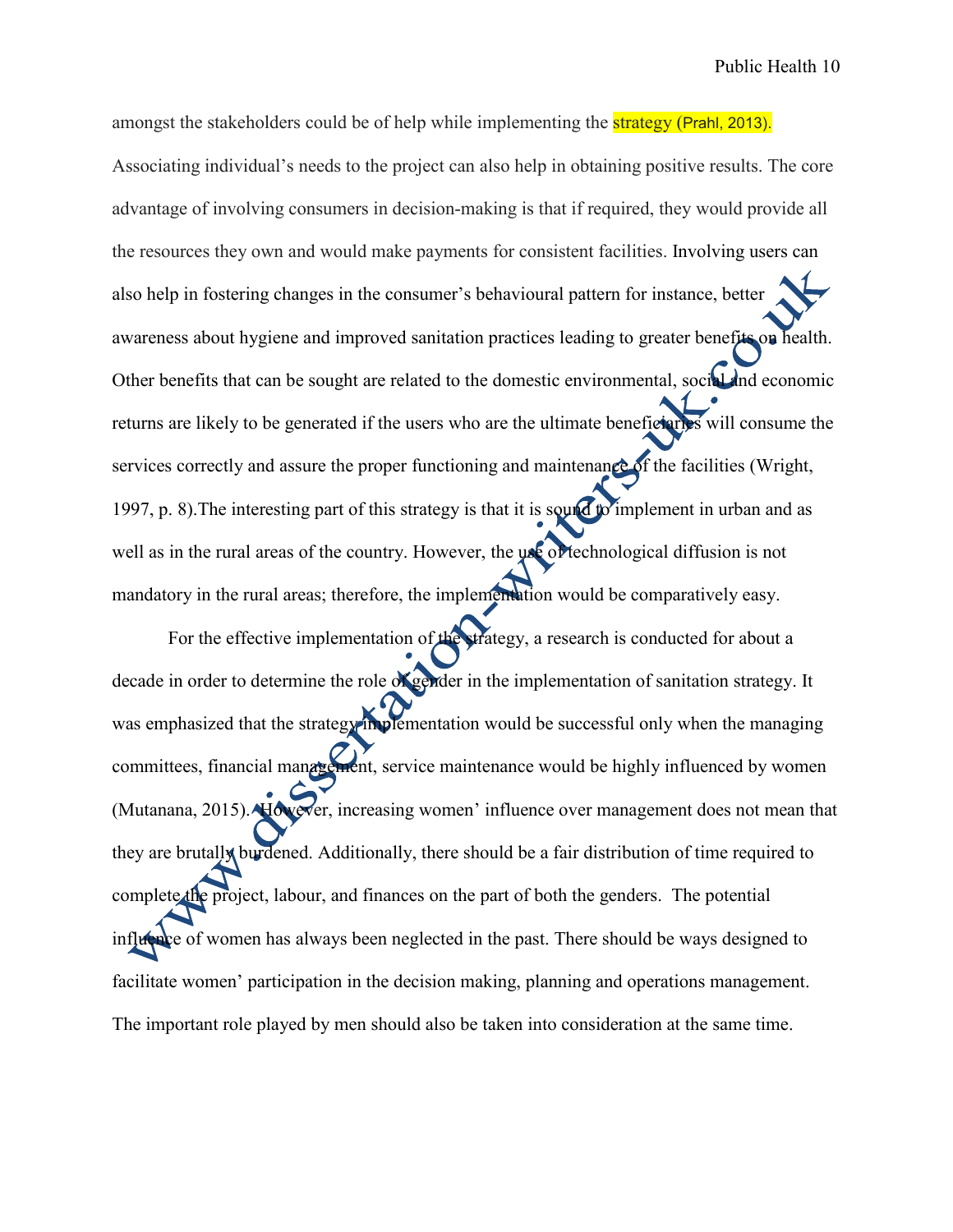amongst the stakeholders could be of help while implementing the strategy (Prahl, 2013). Associating individual's needs to the project can also help in obtaining positive results. The core advantage of involving consumers in decision-making is that if required, they would provide all the resources they own and would make payments for consistent facilities. Involving users can also help in fostering changes in the consumer's behavioural pattern for instance, better awareness about hygiene and improved sanitation practices leading to greater benefits on health. Other benefits that can be sought are related to the domestic environmental, social and economic returns are likely to be generated if the users who are the ultimate beneficiaries will consume the services correctly and assure the proper functioning and maintenance of the facilities (Wright, 1997, p. 8).The interesting part of this strategy is that it is sound to implement in urban and as well as in the rural areas of the country. However, the use of technological diffusion is not mandatory in the rural areas; therefore, the implementation would be comparatively easy.

For the effective implementation of the strategy, a research is conducted for about a decade in order to determine the role of gender in the implementation of sanitation strategy. It was emphasized that the strategy implementation would be successful only when the managing committees, financial management, service maintenance would be highly influenced by women (Mutanana, 2015). However, increasing women' influence over management does not mean that they are brutally burdened. Additionally, there should be a fair distribution of time required to complete the project, labour, and finances on the part of both the genders. The potential influence of women has always been neglected in the past. There should be ways designed to facilitate women' participation in the decision making, planning and operations management. The important role played by men should also be taken into consideration at the same time.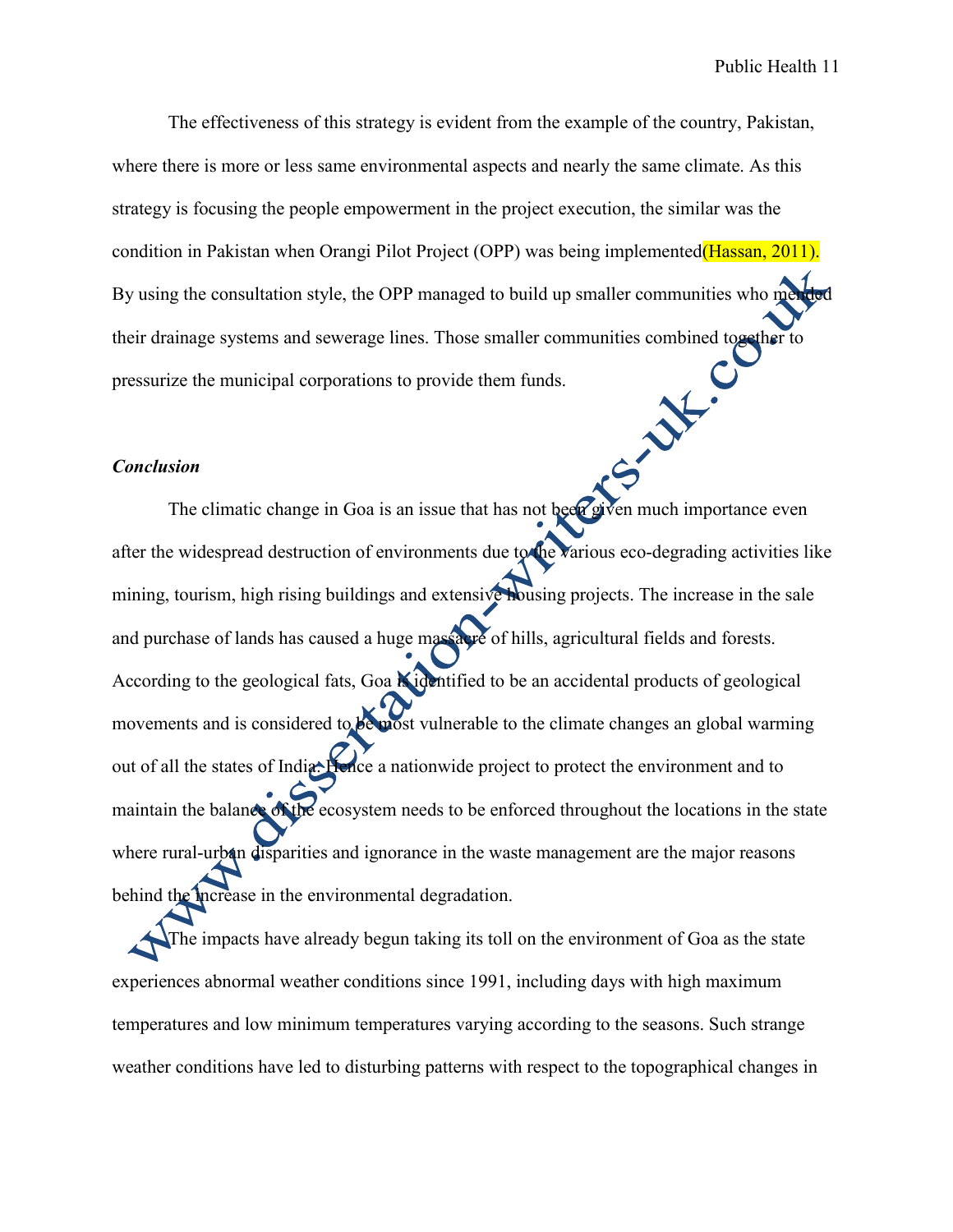The effectiveness of this strategy is evident from the example of the country, Pakistan, where there is more or less same environmental aspects and nearly the same climate. As this strategy is focusing the people empowerment in the project execution, the similar was the condition in Pakistan when Orangi Pilot Project (OPP) was being implemented(Hassan, 2011). By using the consultation style, the OPP managed to build up smaller communities who mended their drainage systems and sewerage lines. Those smaller communities combined together to pressurize the municipal corporations to provide them funds.

### *Conclusion*

The climatic change in Goa is an issue that has not been given much importance even after the widespread destruction of environments due to the various eco-degrading activities like mining, tourism, high rising buildings and extensive housing projects. The increase in the sale and purchase of lands has caused a huge massacre of hills, agricultural fields and forests. According to the geological fats, Goa is identified to be an accidental products of geological movements and is considered to be most vulnerable to the climate changes an global warming out of all the states of India. Hence a nationwide project to protect the environment and to maintain the balance of the ecosystem needs to be enforced throughout the locations in the state where rural-urban disparities and ignorance in the waste management are the major reasons behind the increase in the environmental degradation.

The impacts have already begun taking its toll on the environment of Goa as the state experiences abnormal weather conditions since 1991, including days with high maximum temperatures and low minimum temperatures varying according to the seasons. Such strange weather conditions have led to disturbing patterns with respect to the topographical changes in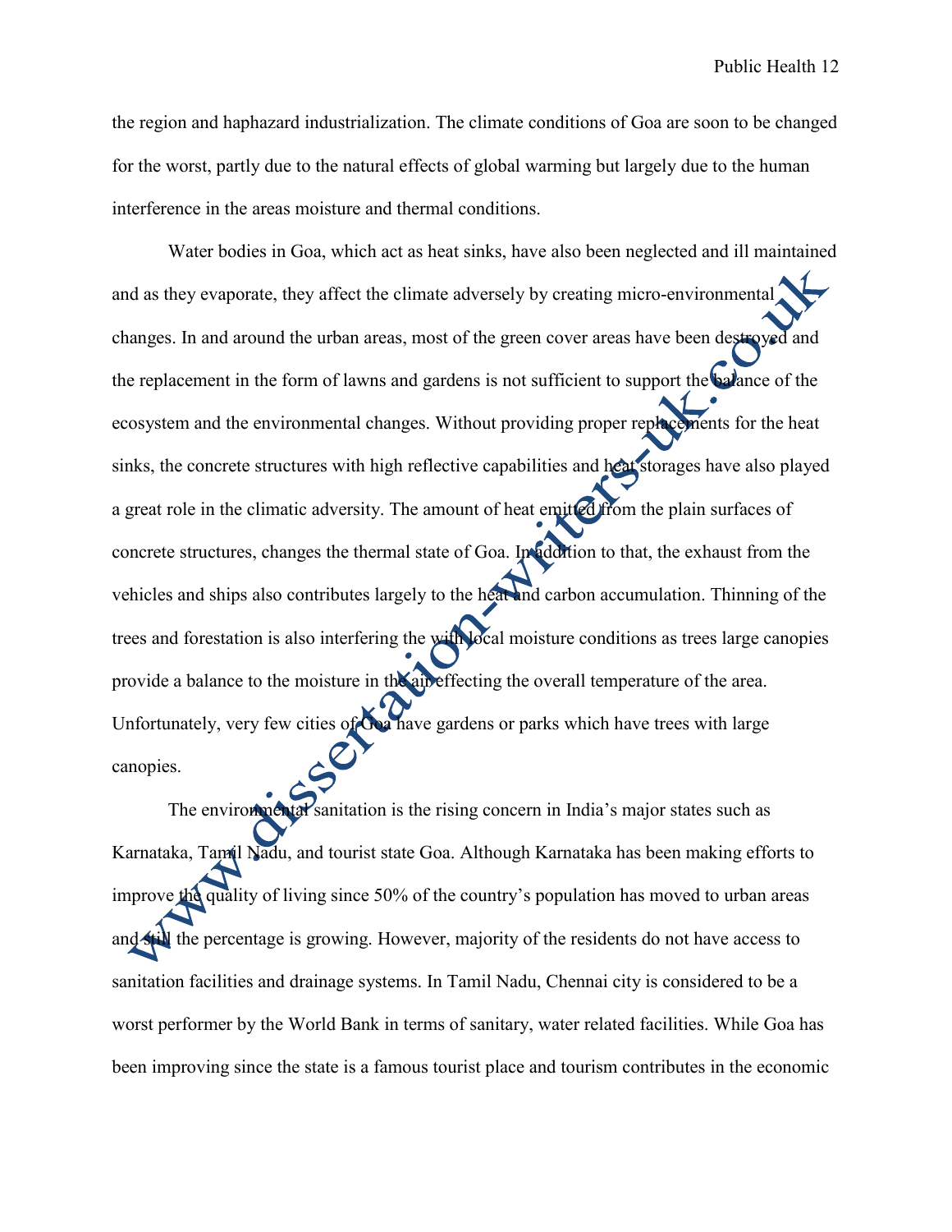the region and haphazard industrialization. The climate conditions of Goa are soon to be changed for the worst, partly due to the natural effects of global warming but largely due to the human interference in the areas moisture and thermal conditions.

Water bodies in Goa, which act as heat sinks, have also been neglected and ill maintained and as they evaporate, they affect the climate adversely by creating micro-environmental changes. In and around the urban areas, most of the green cover areas have been destroyed and the replacement in the form of lawns and gardens is not sufficient to support the balance of the ecosystem and the environmental changes. Without providing proper replacements for the heat sinks, the concrete structures with high reflective capabilities and heat storages have also played a great role in the climatic adversity. The amount of heat emitted from the plain surfaces of concrete structures, changes the thermal state of Goa. In addition to that, the exhaust from the vehicles and ships also contributes largely to the heat and carbon accumulation. Thinning of the trees and forestation is also interfering the with local moisture conditions as trees large canopies provide a balance to the moisture in the air effecting the overall temperature of the area. Unfortunately, very few cities of Goa have gardens or parks which have trees with large canopies.

The environmental sanitation is the rising concern in India's major states such as Karnataka, Tamil Nadu, and tourist state Goa. Although Karnataka has been making efforts to improve the quality of living since 50% of the country's population has moved to urban areas and still the percentage is growing. However, majority of the residents do not have access to sanitation facilities and drainage systems. In Tamil Nadu, Chennai city is considered to be a worst performer by the World Bank in terms of sanitary, water related facilities. While Goa has been improving since the state is a famous tourist place and tourism contributes in the economic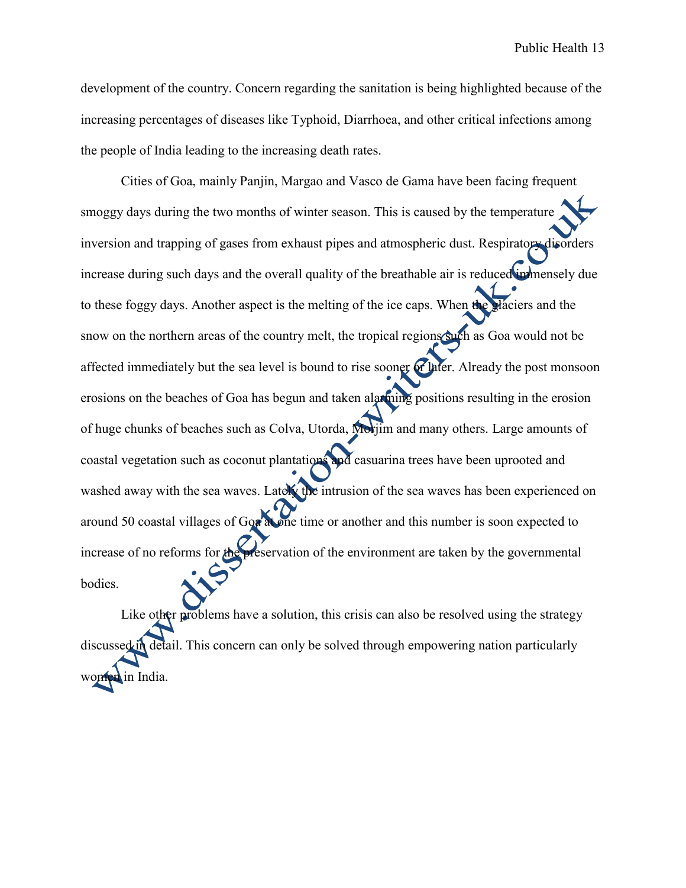development of the country. Concern regarding the sanitation is being highlighted because of the increasing percentages of diseases like Typhoid, Diarrhoea, and other critical infections among the people of India leading to the increasing death rates.

Cities of Goa, mainly Panjin, Margao and Vasco de Gama have been facing frequent smoggy days during the two months of winter season. This is caused by the temperature inversion and trapping of gases from exhaust pipes and atmospheric dust. Respiratory disorders increase during such days and the overall quality of the breathable air is reduced immensely due to these foggy days. Another aspect is the melting of the ice caps. When the glaciers and the snow on the northern areas of the country melt, the tropical regions such as Goa would not be affected immediately but the sea level is bound to rise sooner or later. Already the post monsoon erosions on the beaches of Goa has begun and taken alarming positions resulting in the erosion of huge chunks of beaches such as Colva, Utorda, Morjim and many others. Large amounts of coastal vegetation such as coconut plantations and casuarina trees have been uprooted and washed away with the sea waves. Lately the intrusion of the sea waves has been experienced on around 50 coastal villages of Goa at one time or another and this number is soon expected to increase of no reforms for the preservation of the environment are taken by the governmental bodies.

Like other problems have a solution, this crisis can also be resolved using the strategy discussed in detail. This concern can only be solved through empowering nation particularly women in India.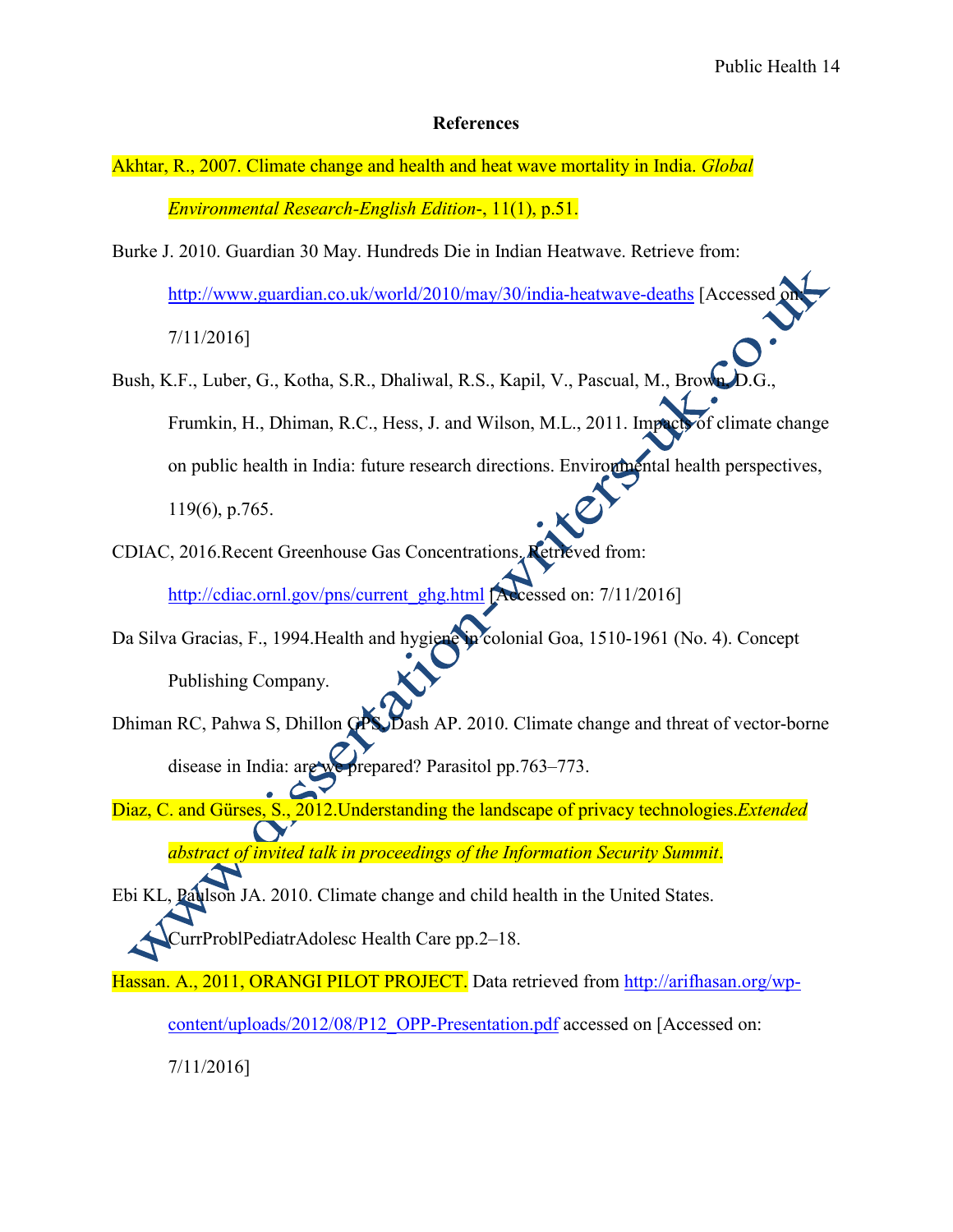## References

Akhtar, R., 2007. Climate change and health and heat wave mortality in India. *Global Environmental Research-English Edition-*, 11(1), p.51.

Burke J. 2010. Guardian 30 May. Hundreds Die in Indian Heatwave. Retrieve from: http://www.guardian.co.uk/world/2010/may/30/india-heatwave-deaths [Accessed on: 7/11/2016]

Bush, K.F., Luber, G., Kotha, S.R., Dhaliwal, R.S., Kapil, V., Pascual, M., Brown, D.G., Frumkin, H., Dhiman, R.C., Hess, J. and Wilson, M.L., 2011. Impacts of climate change on public health in India: future research directions. Environmental health perspectives, 119(6), p.765.

CDIAC, 2016.Recent Greenhouse Gas Concentrations. Retrieved from: http://cdiac.ornl.gov/pns/current_ghg.html [Accessed on: 7/11/2016]

Da Silva Gracias, F., 1994.Health and hygiene in colonial Goa, 1510-1961 (No. 4). Concept Publishing Company.

Dhiman RC, Pahwa S, Dhillon GPS, Dash AP. 2010. Climate change and threat of vector-borne disease in India: are we prepared? Parasitol pp.763–773.

Diaz, C. and Gürses, S., 2012.Understanding the landscape of privacy technologies.*Extended abstract of invited talk in proceedings of the Information Security Summit*.

Ebi KL, Paulson JA. 2010. Climate change and child health in the United States. CurrProblPediatrAdolesc Health Care pp.2–18.

Hassan. A., 2011, ORANGI PILOT PROJECT. Data retrieved from http://arifhasan.org/wp-content/uploads/2012/08/P12_OPP-Presentation.pdf accessed on [Accessed on: 7/11/2016]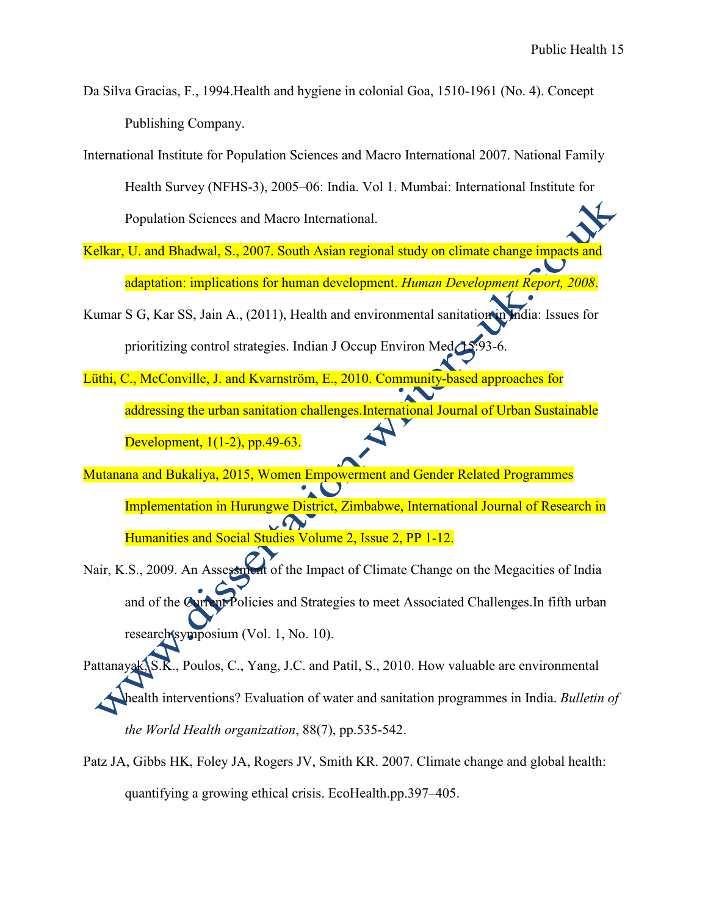Da Silva Gracias, F., 1994.Health and hygiene in colonial Goa, 1510-1961 (No. 4). Concept Publishing Company.

International Institute for Population Sciences and Macro International 2007. National Family Health Survey (NFHS-3), 2005–06: India. Vol 1. Mumbai: International Institute for Population Sciences and Macro International.

Kelkar, U. and Bhadwal, S., 2007. South Asian regional study on climate change impacts and adaptation: implications for human development. *Human Development Report, 2008*.

Kumar S G, Kar SS, Jain A., (2011), Health and environmental sanitation in India: Issues for prioritizing control strategies. Indian J Occup Environ Med. 15:93-6.

Lüthi, C., McConville, J. and Kvarnström, E., 2010. Community-based approaches for addressing the urban sanitation challenges.International Journal of Urban Sustainable Development, 1(1-2), pp.49-63.

Mutanana and Bukaliya, 2015, Women Empowerment and Gender Related Programmes Implementation in Hurungwe District, Zimbabwe, International Journal of Research in Humanities and Social Studies Volume 2, Issue 2, PP 1-12.

Nair, K.S., 2009. An Assessment of the Impact of Climate Change on the Megacities of India and of the Current Policies and Strategies to meet Associated Challenges.In fifth urban research symposium (Vol. 1, No. 10).

Pattanayak, S.K., Poulos, C., Yang, J.C. and Patil, S., 2010. How valuable are environmental health interventions? Evaluation of water and sanitation programmes in India. *Bulletin of the World Health organization*, 88(7), pp.535-542.

Patz JA, Gibbs HK, Foley JA, Rogers JV, Smith KR. 2007. Climate change and global health: quantifying a growing ethical crisis. EcoHealth.pp.397–405.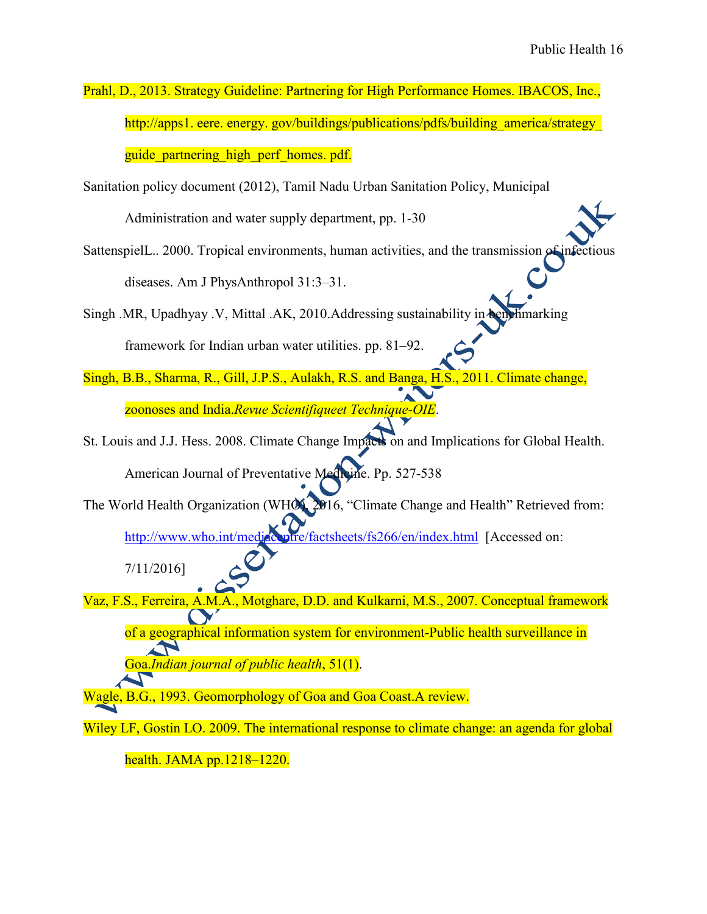Prahl, D., 2013. Strategy Guideline: Partnering for High Performance Homes. IBACOS, Inc., http://apps1. eere. energy. gov/buildings/publications/pdfs/building_america/strategy_ guide_partnering_high_perf_homes. pdf.

Sanitation policy document (2012), Tamil Nadu Urban Sanitation Policy, Municipal Administration and water supply department, pp. 1-30

SattenspielL.. 2000. Tropical environments, human activities, and the transmission of infectious diseases. Am J PhysAnthropol 31:3–31.

Singh .MR, Upadhyay .V, Mittal .AK, 2010.Addressing sustainability in benchmarking framework for Indian urban water utilities. pp. 81–92.

Singh, B.B., Sharma, R., Gill, J.P.S., Aulakh, R.S. and Banga, H.S., 2011. Climate change, zoonoses and India.*Revue Scientifiqueet Technique-OIE*.

St. Louis and J.J. Hess. 2008. Climate Change Impacts on and Implications for Global Health. American Journal of Preventative Medicine. Pp. 527-538

The World Health Organization (WHO), 2016, "Climate Change and Health" Retrieved from: http://www.who.int/mediacentre/factsheets/fs266/en/index.html [Accessed on: 7/11/2016]

Vaz, F.S., Ferreira, A.M.A., Motghare, D.D. and Kulkarni, M.S., 2007. Conceptual framework of a geographical information system for environment-Public health surveillance in Goa.*Indian journal of public health*, 51(1).

Wagle, B.G., 1993. Geomorphology of Goa and Goa Coast.A review.

Wiley LF, Gostin LO. 2009. The international response to climate change: an agenda for global health. JAMA pp.1218–1220.